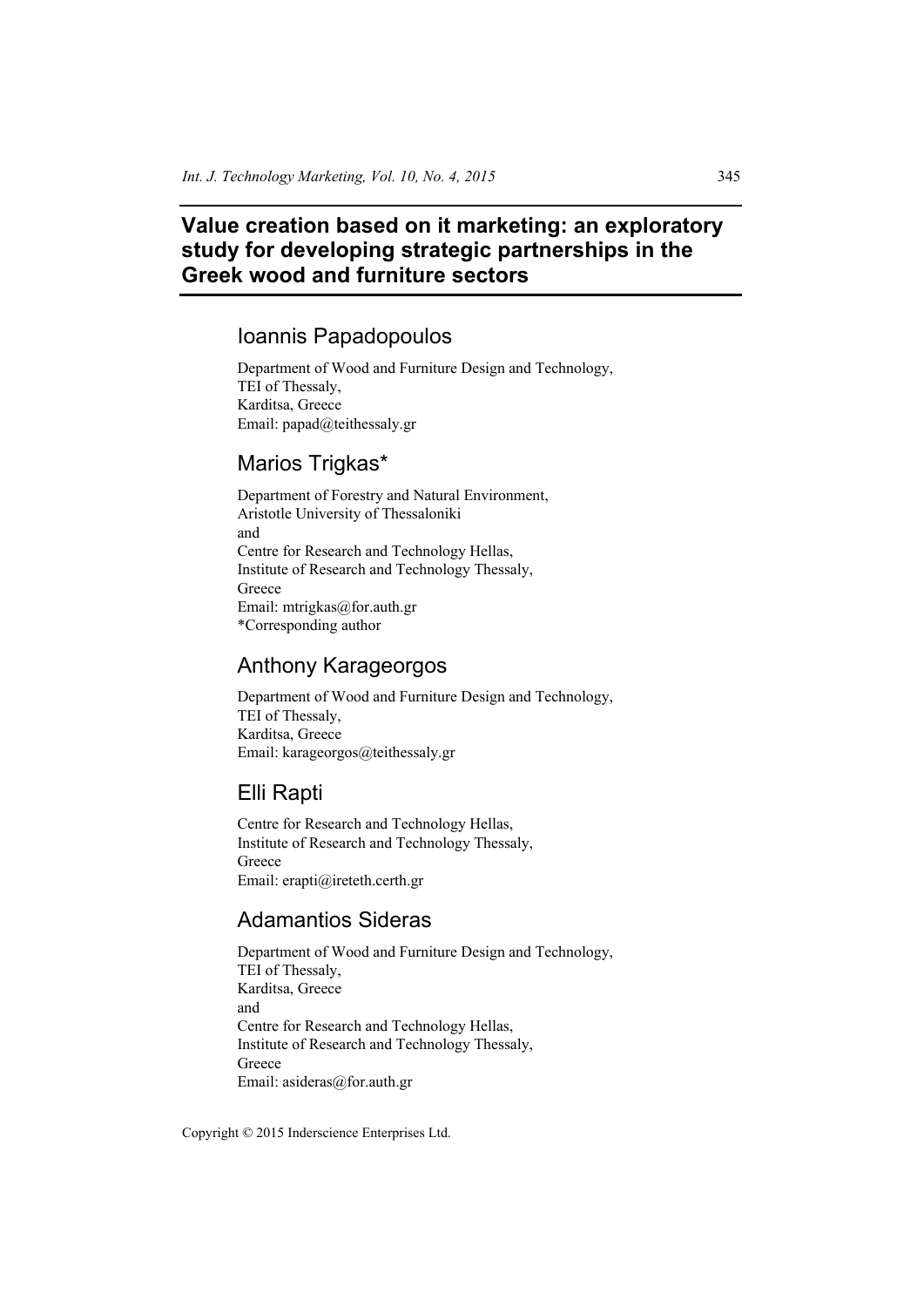# Value creation based on it marketing: an exploratory study for developing strategic partnerships in the Greek wood and furniture sectors

## Ioannis Papadopoulos

Department of Wood and Furniture Design and Technology,
TEI of Thessaly,
Karditsa, Greece
Email: papad@teithessaly.gr

## Marios Trigkas*

Department of Forestry and Natural Environment,
Aristotle University of Thessaloniki
and
Centre for Research and Technology Hellas,
Institute of Research and Technology Thessaly,
Greece
Email: mtrigkas@for.auth.gr
*Corresponding author

## Anthony Karageorgos

Department of Wood and Furniture Design and Technology,
TEI of Thessaly,
Karditsa, Greece
Email: karageorgos@teithessaly.gr

## Elli Rapti

Centre for Research and Technology Hellas,
Institute of Research and Technology Thessaly,
Greece
Email: erapti@ireteth.certh.gr

## Adamantios Sideras

Department of Wood and Furniture Design and Technology,
TEI of Thessaly,
Karditsa, Greece
and
Centre for Research and Technology Hellas,
Institute of Research and Technology Thessaly,
Greece
Email: asideras@for.auth.gr

Copyright © 2015 Inderscience Enterprises Ltd.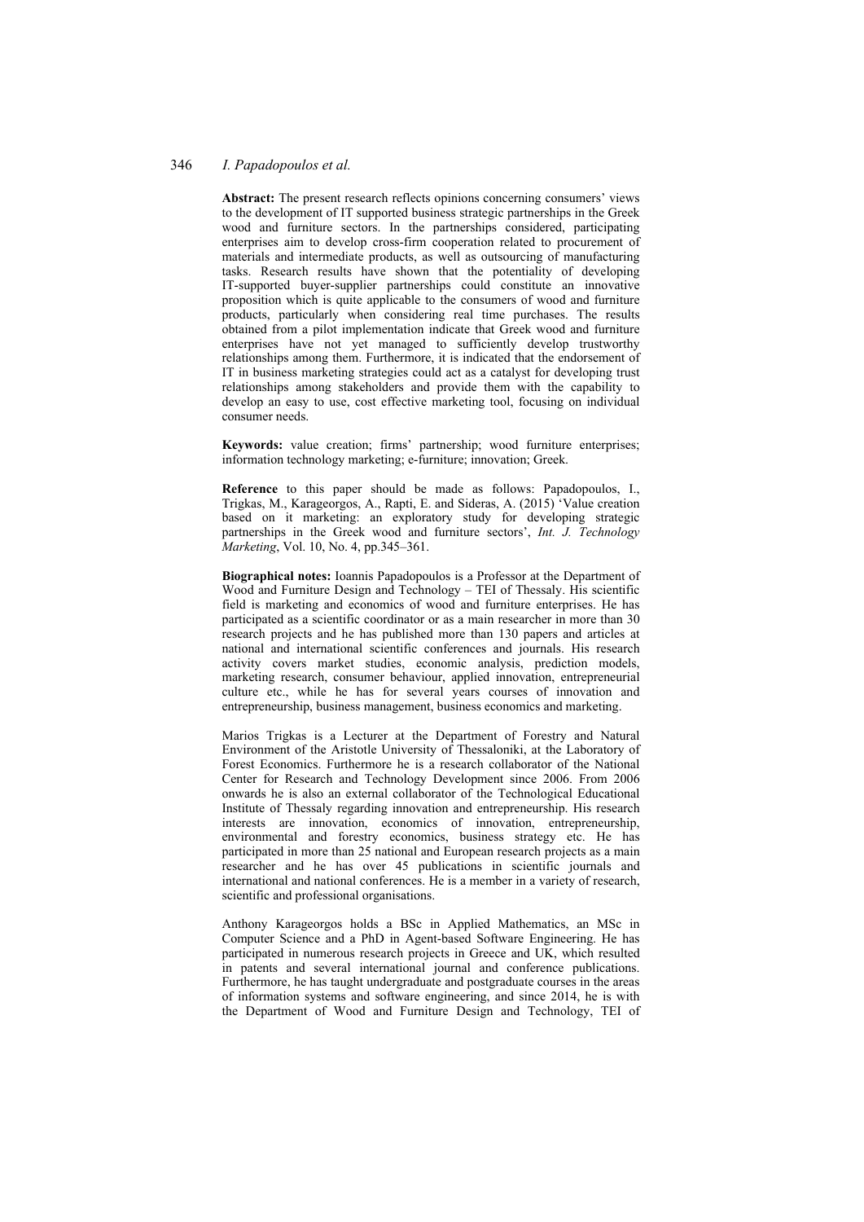**Abstract:** The present research reflects opinions concerning consumers' views to the development of IT supported business strategic partnerships in the Greek wood and furniture sectors. In the partnerships considered, participating enterprises aim to develop cross-firm cooperation related to procurement of materials and intermediate products, as well as outsourcing of manufacturing tasks. Research results have shown that the potentiality of developing IT-supported buyer-supplier partnerships could constitute an innovative proposition which is quite applicable to the consumers of wood and furniture products, particularly when considering real time purchases. The results obtained from a pilot implementation indicate that Greek wood and furniture enterprises have not yet managed to sufficiently develop trustworthy relationships among them. Furthermore, it is indicated that the endorsement of IT in business marketing strategies could act as a catalyst for developing trust relationships among stakeholders and provide them with the capability to develop an easy to use, cost effective marketing tool, focusing on individual consumer needs.

**Keywords:** value creation; firms' partnership; wood furniture enterprises; information technology marketing; e-furniture; innovation; Greek.

**Reference** to this paper should be made as follows: Papadopoulos, I., Trigkas, M., Karageorgos, A., Rapti, E. and Sideras, A. (2015) 'Value creation based on it marketing: an exploratory study for developing strategic partnerships in the Greek wood and furniture sectors', *Int. J. Technology Marketing*, Vol. 10, No. 4, pp.345–361.

**Biographical notes:** Ioannis Papadopoulos is a Professor at the Department of Wood and Furniture Design and Technology – TEI of Thessaly. His scientific field is marketing and economics of wood and furniture enterprises. He has participated as a scientific coordinator or as a main researcher in more than 30 research projects and he has published more than 130 papers and articles at national and international scientific conferences and journals. His research activity covers market studies, economic analysis, prediction models, marketing research, consumer behaviour, applied innovation, entrepreneurial culture etc., while he has for several years courses of innovation and entrepreneurship, business management, business economics and marketing.

Marios Trigkas is a Lecturer at the Department of Forestry and Natural Environment of the Aristotle University of Thessaloniki, at the Laboratory of Forest Economics. Furthermore he is a research collaborator of the National Center for Research and Technology Development since 2006. From 2006 onwards he is also an external collaborator of the Technological Educational Institute of Thessaly regarding innovation and entrepreneurship. His research interests are innovation, economics of innovation, entrepreneurship, environmental and forestry economics, business strategy etc. He has participated in more than 25 national and European research projects as a main researcher and he has over 45 publications in scientific journals and international and national conferences. He is a member in a variety of research, scientific and professional organisations.

Anthony Karageorgos holds a BSc in Applied Mathematics, an MSc in Computer Science and a PhD in Agent-based Software Engineering. He has participated in numerous research projects in Greece and UK, which resulted in patents and several international journal and conference publications. Furthermore, he has taught undergraduate and postgraduate courses in the areas of information systems and software engineering, and since 2014, he is with the Department of Wood and Furniture Design and Technology, TEI of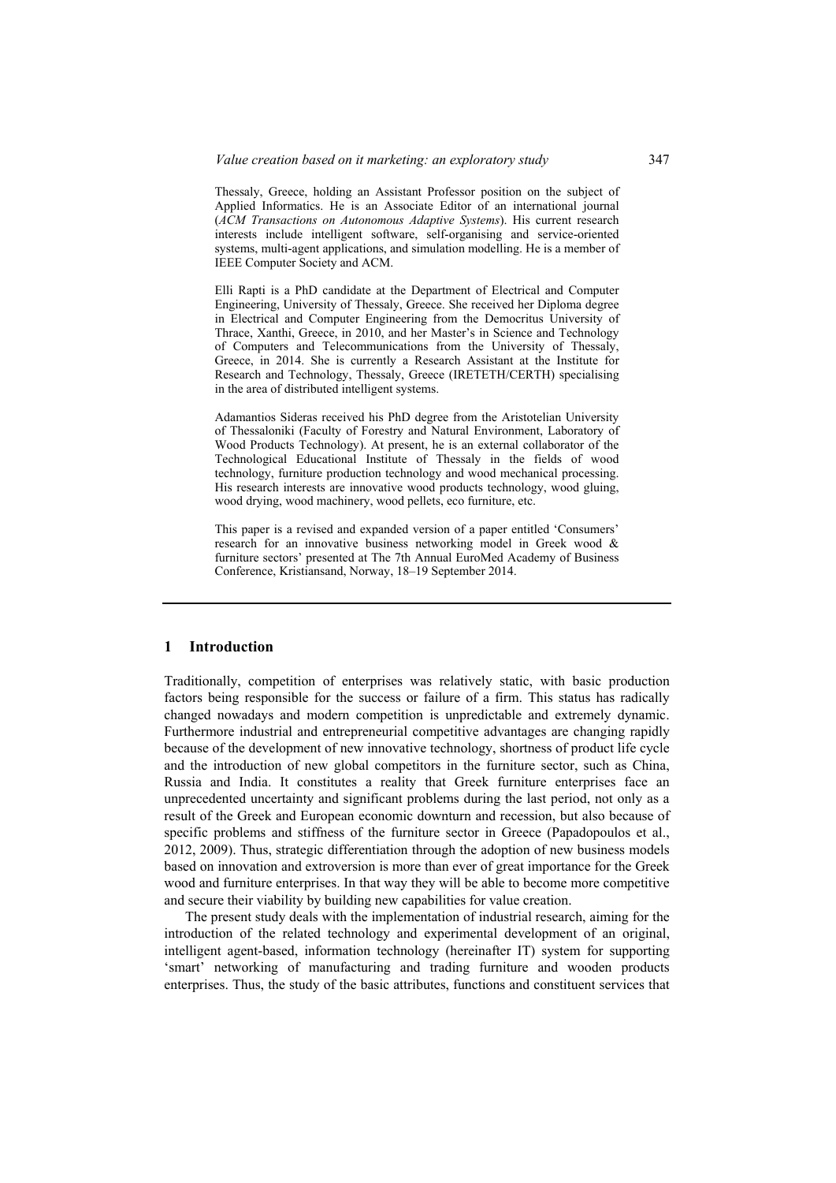Thessaly, Greece, holding an Assistant Professor position on the subject of Applied Informatics. He is an Associate Editor of an international journal (*ACM Transactions on Autonomous Adaptive Systems*). His current research interests include intelligent software, self-organising and service-oriented systems, multi-agent applications, and simulation modelling. He is a member of IEEE Computer Society and ACM.

Elli Rapti is a PhD candidate at the Department of Electrical and Computer Engineering, University of Thessaly, Greece. She received her Diploma degree in Electrical and Computer Engineering from the Democritus University of Thrace, Xanthi, Greece, in 2010, and her Master's in Science and Technology of Computers and Telecommunications from the University of Thessaly, Greece, in 2014. She is currently a Research Assistant at the Institute for Research and Technology, Thessaly, Greece (IRETETH/CERTH) specialising in the area of distributed intelligent systems.

Adamantios Sideras received his PhD degree from the Aristotelian University of Thessaloniki (Faculty of Forestry and Natural Environment, Laboratory of Wood Products Technology). At present, he is an external collaborator of the Technological Educational Institute of Thessaly in the fields of wood technology, furniture production technology and wood mechanical processing. His research interests are innovative wood products technology, wood gluing, wood drying, wood machinery, wood pellets, eco furniture, etc.

This paper is a revised and expanded version of a paper entitled 'Consumers' research for an innovative business networking model in Greek wood & furniture sectors' presented at The 7th Annual EuroMed Academy of Business Conference, Kristiansand, Norway, 18–19 September 2014.

## 1 Introduction

Traditionally, competition of enterprises was relatively static, with basic production factors being responsible for the success or failure of a firm. This status has radically changed nowadays and modern competition is unpredictable and extremely dynamic. Furthermore industrial and entrepreneurial competitive advantages are changing rapidly because of the development of new innovative technology, shortness of product life cycle and the introduction of new global competitors in the furniture sector, such as China, Russia and India. It constitutes a reality that Greek furniture enterprises face an unprecedented uncertainty and significant problems during the last period, not only as a result of the Greek and European economic downturn and recession, but also because of specific problems and stiffness of the furniture sector in Greece (Papadopoulos et al., 2012, 2009). Thus, strategic differentiation through the adoption of new business models based on innovation and extroversion is more than ever of great importance for the Greek wood and furniture enterprises. In that way they will be able to become more competitive and secure their viability by building new capabilities for value creation.

The present study deals with the implementation of industrial research, aiming for the introduction of the related technology and experimental development of an original, intelligent agent-based, information technology (hereinafter IT) system for supporting 'smart' networking of manufacturing and trading furniture and wooden products enterprises. Thus, the study of the basic attributes, functions and constituent services that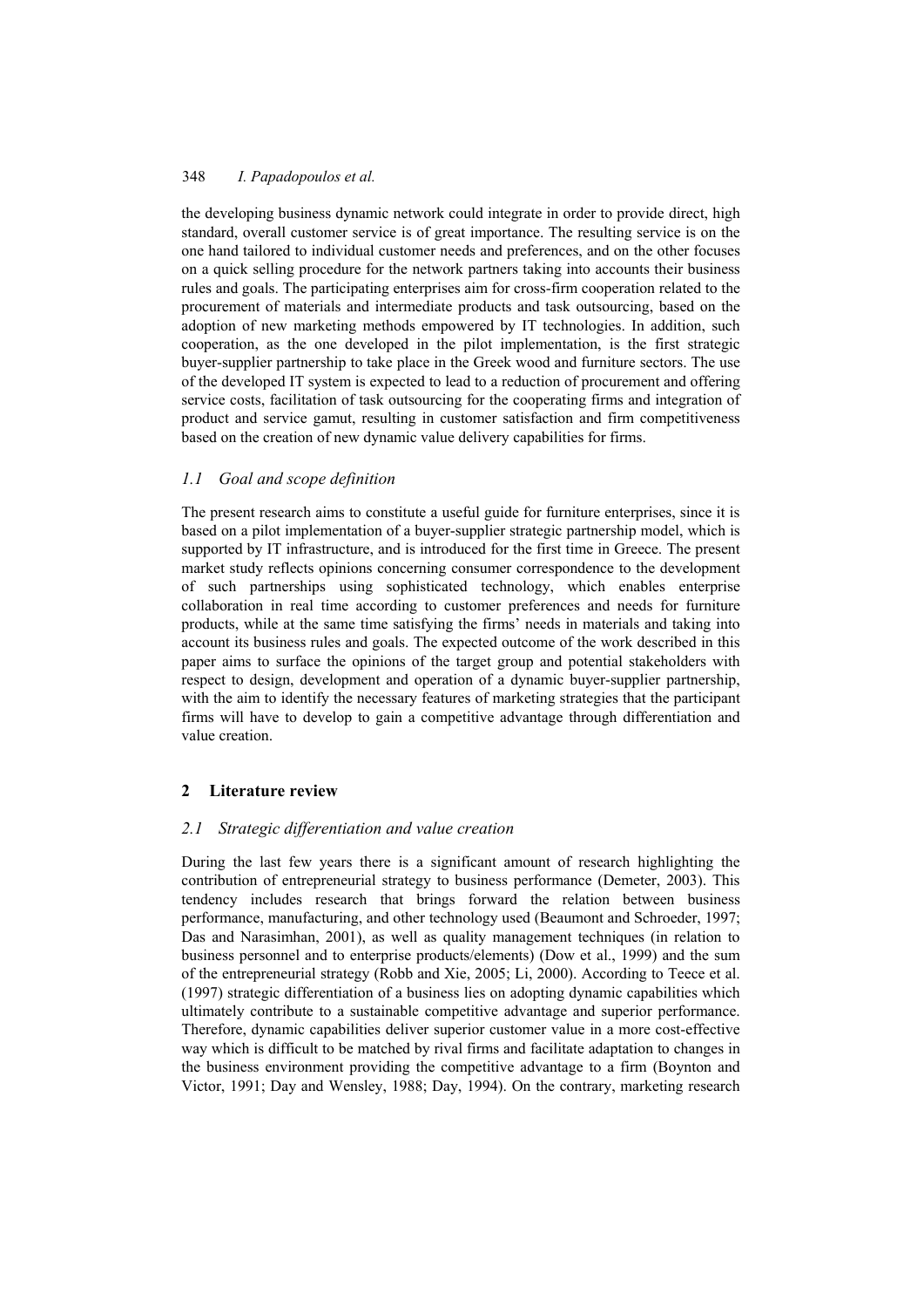the developing business dynamic network could integrate in order to provide direct, high standard, overall customer service is of great importance. The resulting service is on the one hand tailored to individual customer needs and preferences, and on the other focuses on a quick selling procedure for the network partners taking into accounts their business rules and goals. The participating enterprises aim for cross-firm cooperation related to the procurement of materials and intermediate products and task outsourcing, based on the adoption of new marketing methods empowered by IT technologies. In addition, such cooperation, as the one developed in the pilot implementation, is the first strategic buyer-supplier partnership to take place in the Greek wood and furniture sectors. The use of the developed IT system is expected to lead to a reduction of procurement and offering service costs, facilitation of task outsourcing for the cooperating firms and integration of product and service gamut, resulting in customer satisfaction and firm competitiveness based on the creation of new dynamic value delivery capabilities for firms.

### *1.1 Goal and scope definition*

The present research aims to constitute a useful guide for furniture enterprises, since it is based on a pilot implementation of a buyer-supplier strategic partnership model, which is supported by IT infrastructure, and is introduced for the first time in Greece. The present market study reflects opinions concerning consumer correspondence to the development of such partnerships using sophisticated technology, which enables enterprise collaboration in real time according to customer preferences and needs for furniture products, while at the same time satisfying the firms' needs in materials and taking into account its business rules and goals. The expected outcome of the work described in this paper aims to surface the opinions of the target group and potential stakeholders with respect to design, development and operation of a dynamic buyer-supplier partnership, with the aim to identify the necessary features of marketing strategies that the participant firms will have to develop to gain a competitive advantage through differentiation and value creation.

## 2 Literature review

### *2.1 Strategic differentiation and value creation*

During the last few years there is a significant amount of research highlighting the contribution of entrepreneurial strategy to business performance (Demeter, 2003). This tendency includes research that brings forward the relation between business performance, manufacturing, and other technology used (Beaumont and Schroeder, 1997; Das and Narasimhan, 2001), as well as quality management techniques (in relation to business personnel and to enterprise products/elements) (Dow et al., 1999) and the sum of the entrepreneurial strategy (Robb and Xie, 2005; Li, 2000). According to Teece et al. (1997) strategic differentiation of a business lies on adopting dynamic capabilities which ultimately contribute to a sustainable competitive advantage and superior performance. Therefore, dynamic capabilities deliver superior customer value in a more cost-effective way which is difficult to be matched by rival firms and facilitate adaptation to changes in the business environment providing the competitive advantage to a firm (Boynton and Victor, 1991; Day and Wensley, 1988; Day, 1994). On the contrary, marketing research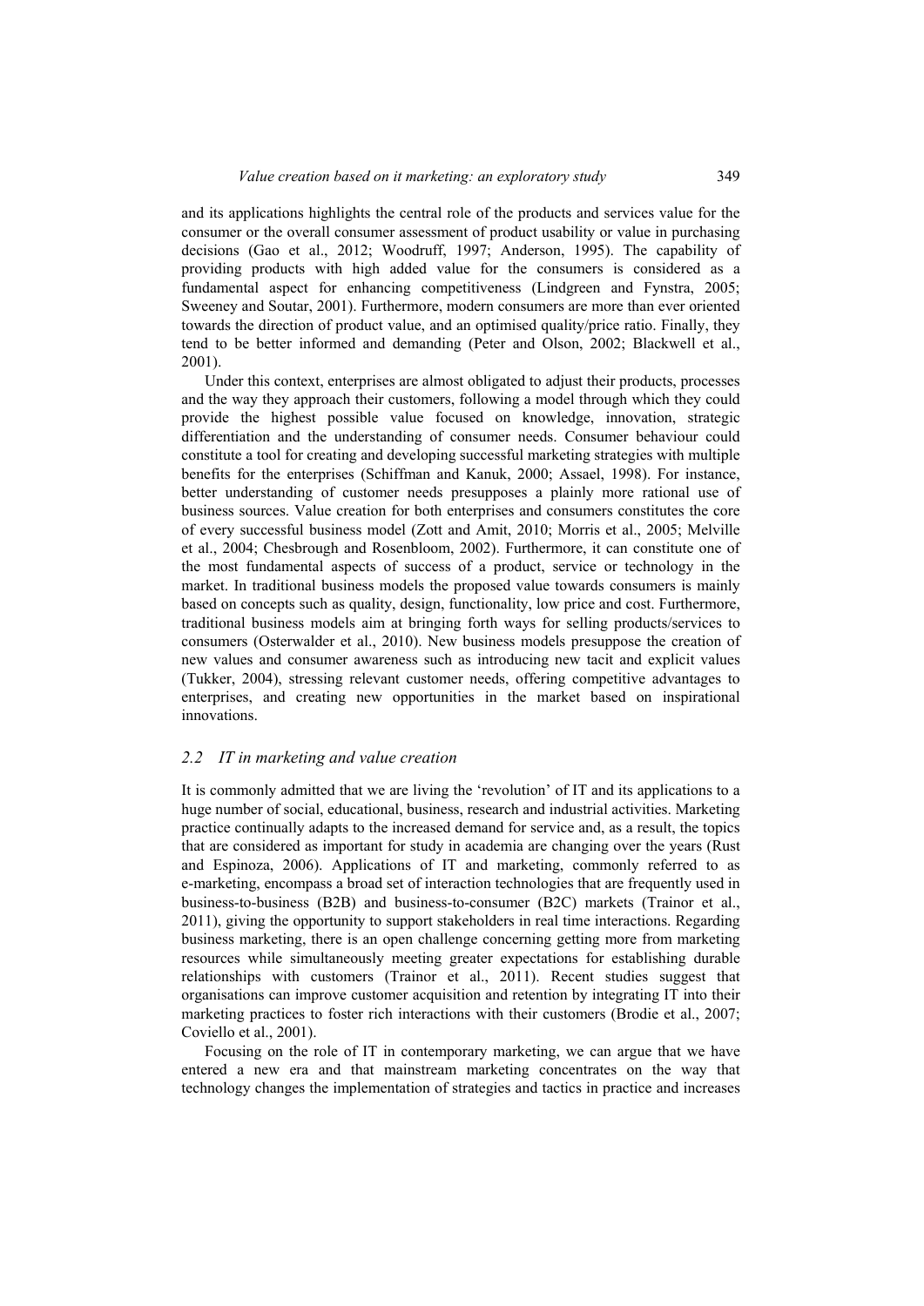and its applications highlights the central role of the products and services value for the consumer or the overall consumer assessment of product usability or value in purchasing decisions (Gao et al., 2012; Woodruff, 1997; Anderson, 1995). The capability of providing products with high added value for the consumers is considered as a fundamental aspect for enhancing competitiveness (Lindgreen and Fynstra, 2005; Sweeney and Soutar, 2001). Furthermore, modern consumers are more than ever oriented towards the direction of product value, and an optimised quality/price ratio. Finally, they tend to be better informed and demanding (Peter and Olson, 2002; Blackwell et al., 2001).

Under this context, enterprises are almost obligated to adjust their products, processes and the way they approach their customers, following a model through which they could provide the highest possible value focused on knowledge, innovation, strategic differentiation and the understanding of consumer needs. Consumer behaviour could constitute a tool for creating and developing successful marketing strategies with multiple benefits for the enterprises (Schiffman and Kanuk, 2000; Assael, 1998). For instance, better understanding of customer needs presupposes a plainly more rational use of business sources. Value creation for both enterprises and consumers constitutes the core of every successful business model (Zott and Amit, 2010; Morris et al., 2005; Melville et al., 2004; Chesbrough and Rosenbloom, 2002). Furthermore, it can constitute one of the most fundamental aspects of success of a product, service or technology in the market. In traditional business models the proposed value towards consumers is mainly based on concepts such as quality, design, functionality, low price and cost. Furthermore, traditional business models aim at bringing forth ways for selling products/services to consumers (Osterwalder et al., 2010). New business models presuppose the creation of new values and consumer awareness such as introducing new tacit and explicit values (Tukker, 2004), stressing relevant customer needs, offering competitive advantages to enterprises, and creating new opportunities in the market based on inspirational innovations.

### *2.2 IT in marketing and value creation*

It is commonly admitted that we are living the 'revolution' of IT and its applications to a huge number of social, educational, business, research and industrial activities. Marketing practice continually adapts to the increased demand for service and, as a result, the topics that are considered as important for study in academia are changing over the years (Rust and Espinoza, 2006). Applications of IT and marketing, commonly referred to as e-marketing, encompass a broad set of interaction technologies that are frequently used in business-to-business (B2B) and business-to-consumer (B2C) markets (Trainor et al., 2011), giving the opportunity to support stakeholders in real time interactions. Regarding business marketing, there is an open challenge concerning getting more from marketing resources while simultaneously meeting greater expectations for establishing durable relationships with customers (Trainor et al., 2011). Recent studies suggest that organisations can improve customer acquisition and retention by integrating IT into their marketing practices to foster rich interactions with their customers (Brodie et al., 2007; Coviello et al., 2001).

Focusing on the role of IT in contemporary marketing, we can argue that we have entered a new era and that mainstream marketing concentrates on the way that technology changes the implementation of strategies and tactics in practice and increases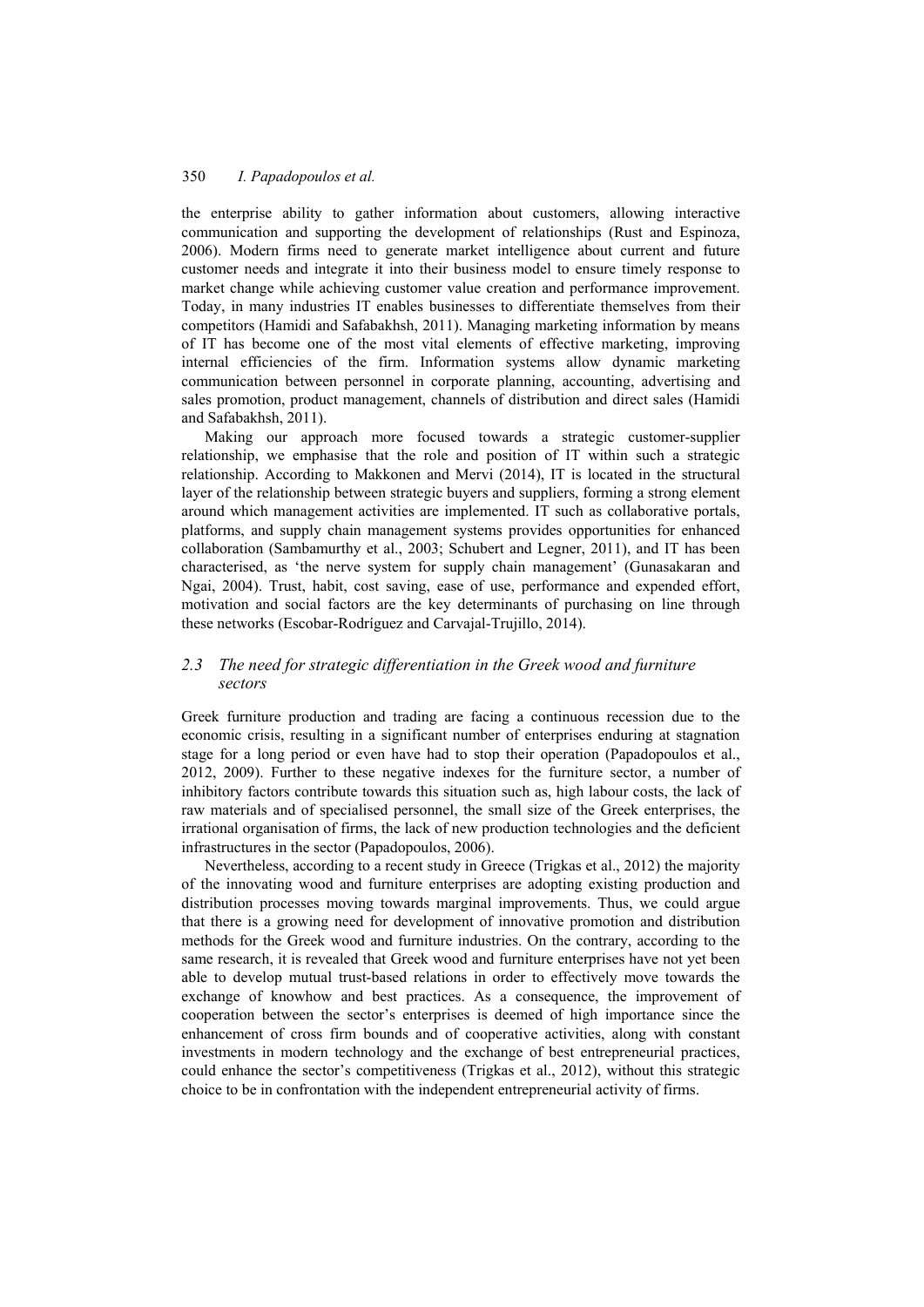the enterprise ability to gather information about customers, allowing interactive communication and supporting the development of relationships (Rust and Espinoza, 2006). Modern firms need to generate market intelligence about current and future customer needs and integrate it into their business model to ensure timely response to market change while achieving customer value creation and performance improvement. Today, in many industries IT enables businesses to differentiate themselves from their competitors (Hamidi and Safabakhsh, 2011). Managing marketing information by means of IT has become one of the most vital elements of effective marketing, improving internal efficiencies of the firm. Information systems allow dynamic marketing communication between personnel in corporate planning, accounting, advertising and sales promotion, product management, channels of distribution and direct sales (Hamidi and Safabakhsh, 2011).

Making our approach more focused towards a strategic customer-supplier relationship, we emphasise that the role and position of IT within such a strategic relationship. According to Makkonen and Mervi (2014), IT is located in the structural layer of the relationship between strategic buyers and suppliers, forming a strong element around which management activities are implemented. IT such as collaborative portals, platforms, and supply chain management systems provides opportunities for enhanced collaboration (Sambamurthy et al., 2003; Schubert and Legner, 2011), and IT has been characterised, as 'the nerve system for supply chain management' (Gunasakaran and Ngai, 2004). Trust, habit, cost saving, ease of use, performance and expended effort, motivation and social factors are the key determinants of purchasing on line through these networks (Escobar-Rodríguez and Carvajal-Trujillo, 2014).

### *2.3 The need for strategic differentiation in the Greek wood and furniture sectors*

Greek furniture production and trading are facing a continuous recession due to the economic crisis, resulting in a significant number of enterprises enduring at stagnation stage for a long period or even have had to stop their operation (Papadopoulos et al., 2012, 2009). Further to these negative indexes for the furniture sector, a number of inhibitory factors contribute towards this situation such as, high labour costs, the lack of raw materials and of specialised personnel, the small size of the Greek enterprises, the irrational organisation of firms, the lack of new production technologies and the deficient infrastructures in the sector (Papadopoulos, 2006).

Nevertheless, according to a recent study in Greece (Trigkas et al., 2012) the majority of the innovating wood and furniture enterprises are adopting existing production and distribution processes moving towards marginal improvements. Thus, we could argue that there is a growing need for development of innovative promotion and distribution methods for the Greek wood and furniture industries. On the contrary, according to the same research, it is revealed that Greek wood and furniture enterprises have not yet been able to develop mutual trust-based relations in order to effectively move towards the exchange of knowhow and best practices. As a consequence, the improvement of cooperation between the sector's enterprises is deemed of high importance since the enhancement of cross firm bounds and of cooperative activities, along with constant investments in modern technology and the exchange of best entrepreneurial practices, could enhance the sector's competitiveness (Trigkas et al., 2012), without this strategic choice to be in confrontation with the independent entrepreneurial activity of firms.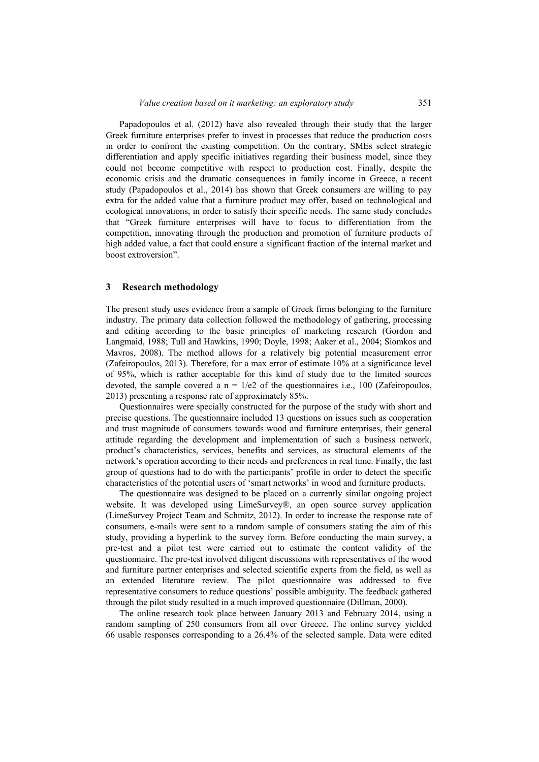Papadopoulos et al. (2012) have also revealed through their study that the larger Greek furniture enterprises prefer to invest in processes that reduce the production costs in order to confront the existing competition. On the contrary, SMEs select strategic differentiation and apply specific initiatives regarding their business model, since they could not become competitive with respect to production cost. Finally, despite the economic crisis and the dramatic consequences in family income in Greece, a recent study (Papadopoulos et al., 2014) has shown that Greek consumers are willing to pay extra for the added value that a furniture product may offer, based on technological and ecological innovations, in order to satisfy their specific needs. The same study concludes that "Greek furniture enterprises will have to focus to differentiation from the competition, innovating through the production and promotion of furniture products of high added value, a fact that could ensure a significant fraction of the internal market and boost extroversion".

## 3 Research methodology

The present study uses evidence from a sample of Greek firms belonging to the furniture industry. The primary data collection followed the methodology of gathering, processing and editing according to the basic principles of marketing research (Gordon and Langmaid, 1988; Tull and Hawkins, 1990; Doyle, 1998; Aaker et al., 2004; Siomkos and Mavros, 2008). The method allows for a relatively big potential measurement error (Zafeiropoulos, 2013). Therefore, for a max error of estimate 10% at a significance level of 95%, which is rather acceptable for this kind of study due to the limited sources devoted, the sample covered a $n = 1/e2$ of the questionnaires i.e., 100 (Zafeiropoulos, 2013) presenting a response rate of approximately 85%.

Questionnaires were specially constructed for the purpose of the study with short and precise questions. The questionnaire included 13 questions on issues such as cooperation and trust magnitude of consumers towards wood and furniture enterprises, their general attitude regarding the development and implementation of such a business network, product's characteristics, services, benefits and services, as structural elements of the network's operation according to their needs and preferences in real time. Finally, the last group of questions had to do with the participants' profile in order to detect the specific characteristics of the potential users of 'smart networks' in wood and furniture products.

The questionnaire was designed to be placed on a currently similar ongoing project website. It was developed using LimeSurvey®, an open source survey application (LimeSurvey Project Team and Schmitz, 2012). In order to increase the response rate of consumers, e-mails were sent to a random sample of consumers stating the aim of this study, providing a hyperlink to the survey form. Before conducting the main survey, a pre-test and a pilot test were carried out to estimate the content validity of the questionnaire. The pre-test involved diligent discussions with representatives of the wood and furniture partner enterprises and selected scientific experts from the field, as well as an extended literature review. The pilot questionnaire was addressed to five representative consumers to reduce questions' possible ambiguity. The feedback gathered through the pilot study resulted in a much improved questionnaire (Dillman, 2000).

The online research took place between January 2013 and February 2014, using a random sampling of 250 consumers from all over Greece. The online survey yielded 66 usable responses corresponding to a 26.4% of the selected sample. Data were edited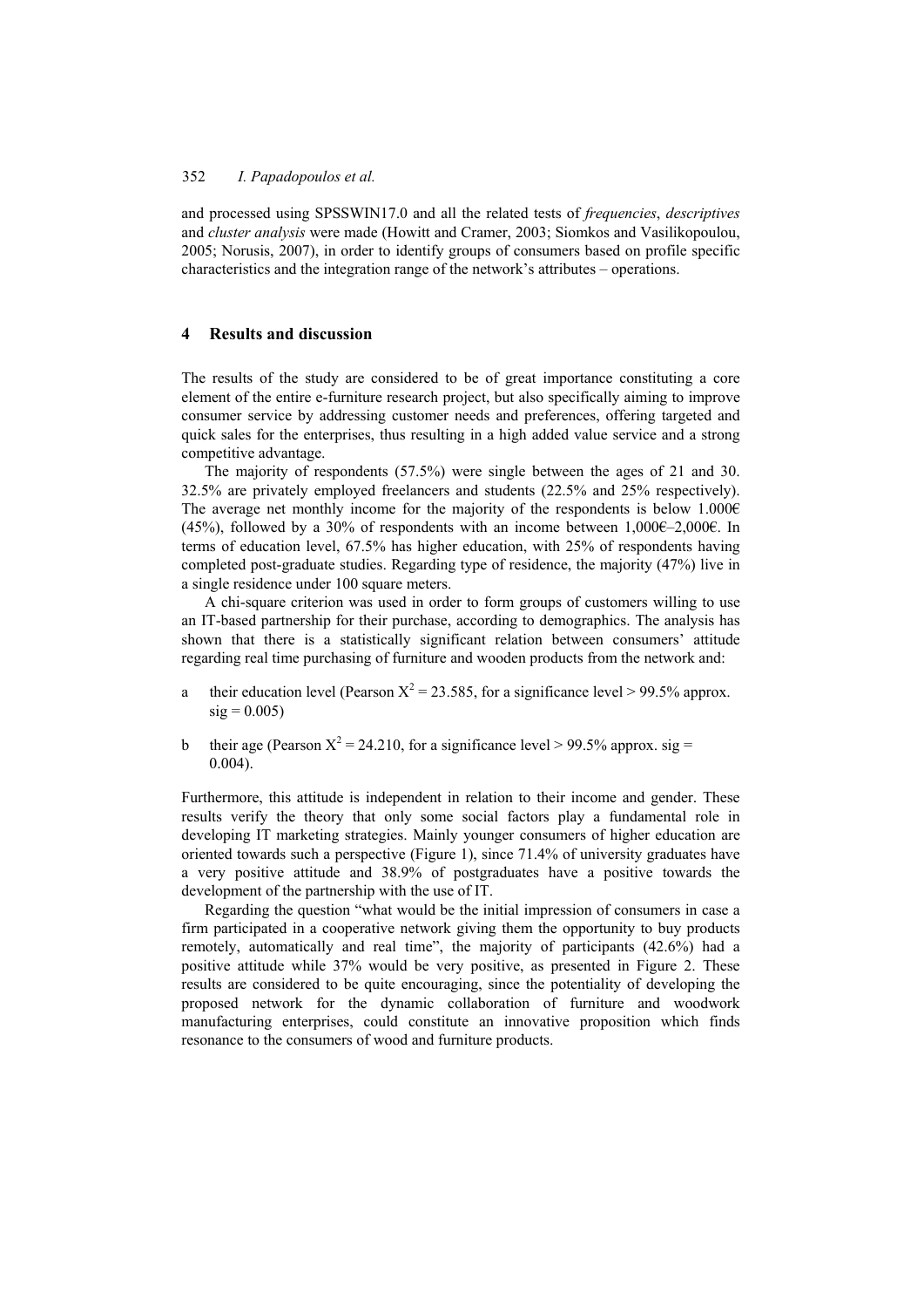and processed using SPSSWIN17.0 and all the related tests of *frequencies*, *descriptives* and *cluster analysis* were made (Howitt and Cramer, 2003; Siomkos and Vasilikopoulou, 2005; Norusis, 2007), in order to identify groups of consumers based on profile specific characteristics and the integration range of the network's attributes – operations.

## 4 Results and discussion

The results of the study are considered to be of great importance constituting a core element of the entire e-furniture research project, but also specifically aiming to improve consumer service by addressing customer needs and preferences, offering targeted and quick sales for the enterprises, thus resulting in a high added value service and a strong competitive advantage.

The majority of respondents (57.5%) were single between the ages of 21 and 30. 32.5% are privately employed freelancers and students (22.5% and 25% respectively). The average net monthly income for the majority of the respondents is below 1.000€ (45%), followed by a 30% of respondents with an income between 1,000€–2,000€. In terms of education level, 67.5% has higher education, with 25% of respondents having completed post-graduate studies. Regarding type of residence, the majority (47%) live in a single residence under 100 square meters.

A chi-square criterion was used in order to form groups of customers willing to use an IT-based partnership for their purchase, according to demographics. The analysis has shown that there is a statistically significant relation between consumers' attitude regarding real time purchasing of furniture and wooden products from the network and:

a. their education level (Pearson $X^2 = 23.585$, for a significance level > 99.5% approx. sig = 0.005)

b. their age (Pearson $X^2 = 24.210$, for a significance level > 99.5% approx. sig = 0.004).

Furthermore, this attitude is independent in relation to their income and gender. These results verify the theory that only some social factors play a fundamental role in developing IT marketing strategies. Mainly younger consumers of higher education are oriented towards such a perspective (Figure 1), since 71.4% of university graduates have a very positive attitude and 38.9% of postgraduates have a positive towards the development of the partnership with the use of IT.

Regarding the question "what would be the initial impression of consumers in case a firm participated in a cooperative network giving them the opportunity to buy products remotely, automatically and real time", the majority of participants (42.6%) had a positive attitude while 37% would be very positive, as presented in Figure 2. These results are considered to be quite encouraging, since the potentiality of developing the proposed network for the dynamic collaboration of furniture and woodwork manufacturing enterprises, could constitute an innovative proposition which finds resonance to the consumers of wood and furniture products.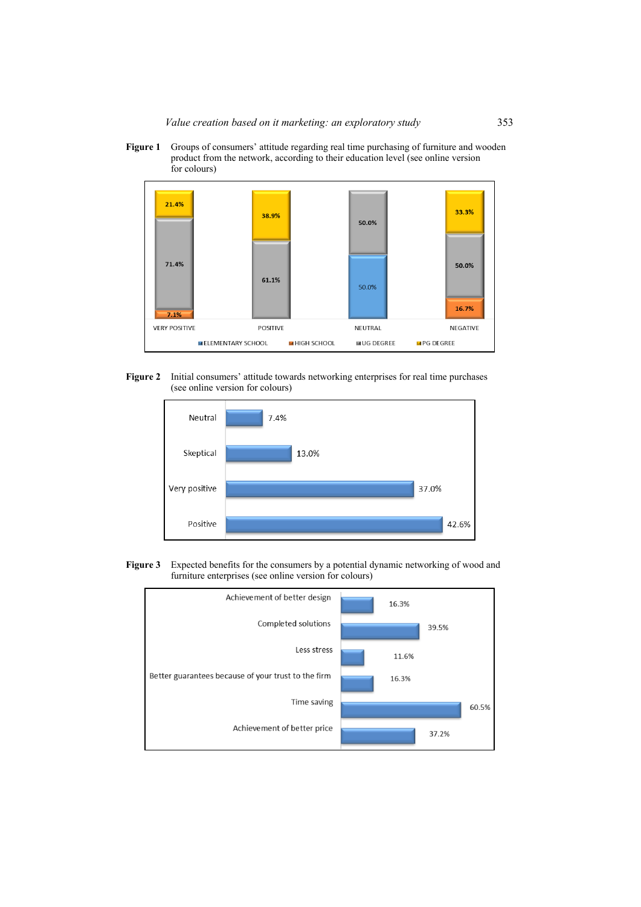**Figure 1** Groups of consumers' attitude regarding real time purchasing of furniture and wooden product from the network, according to their education level (see online version for colours)

**Figure 2** Initial consumers' attitude towards networking enterprises for real time purchases (see online version for colours)

**Figure 3** Expected benefits for the consumers by a potential dynamic networking of wood and furniture enterprises (see online version for colours)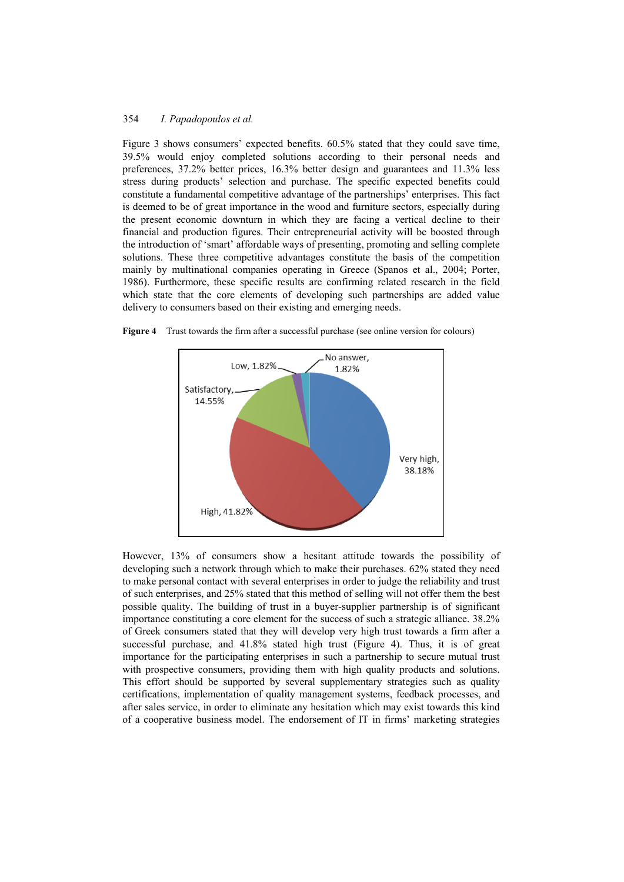Figure 3 shows consumers' expected benefits. 60.5% stated that they could save time, 39.5% would enjoy completed solutions according to their personal needs and preferences, 37.2% better prices, 16.3% better design and guarantees and 11.3% less stress during products' selection and purchase. The specific expected benefits could constitute a fundamental competitive advantage of the partnerships' enterprises. This fact is deemed to be of great importance in the wood and furniture sectors, especially during the present economic downturn in which they are facing a vertical decline to their financial and production figures. Their entrepreneurial activity will be boosted through the introduction of 'smart' affordable ways of presenting, promoting and selling complete solutions. These three competitive advantages constitute the basis of the competition mainly by multinational companies operating in Greece (Spanos et al., 2004; Porter, 1986). Furthermore, these specific results are confirming related research in the field which state that the core elements of developing such partnerships are added value delivery to consumers based on their existing and emerging needs.

**Figure 4** Trust towards the firm after a successful purchase (see online version for colours)

| Trust | Share |
|---|---|
| Very high | 38.18% |
| High | 41.82% |
| Satisfactory | 14.55% |
| Low | 1.82% |
| No answer | 1.82% |

However, 13% of consumers show a hesitant attitude towards the possibility of developing such a network through which to make their purchases. 62% stated they need to make personal contact with several enterprises in order to judge the reliability and trust of such enterprises, and 25% stated that this method of selling will not offer them the best possible quality. The building of trust in a buyer-supplier partnership is of significant importance constituting a core element for the success of such a strategic alliance. 38.2% of Greek consumers stated that they will develop very high trust towards a firm after a successful purchase, and 41.8% stated high trust (Figure 4). Thus, it is of great importance for the participating enterprises in such a partnership to secure mutual trust with prospective consumers, providing them with high quality products and solutions. This effort should be supported by several supplementary strategies such as quality certifications, implementation of quality management systems, feedback processes, and after sales service, in order to eliminate any hesitation which may exist towards this kind of a cooperative business model. The endorsement of IT in firms' marketing strategies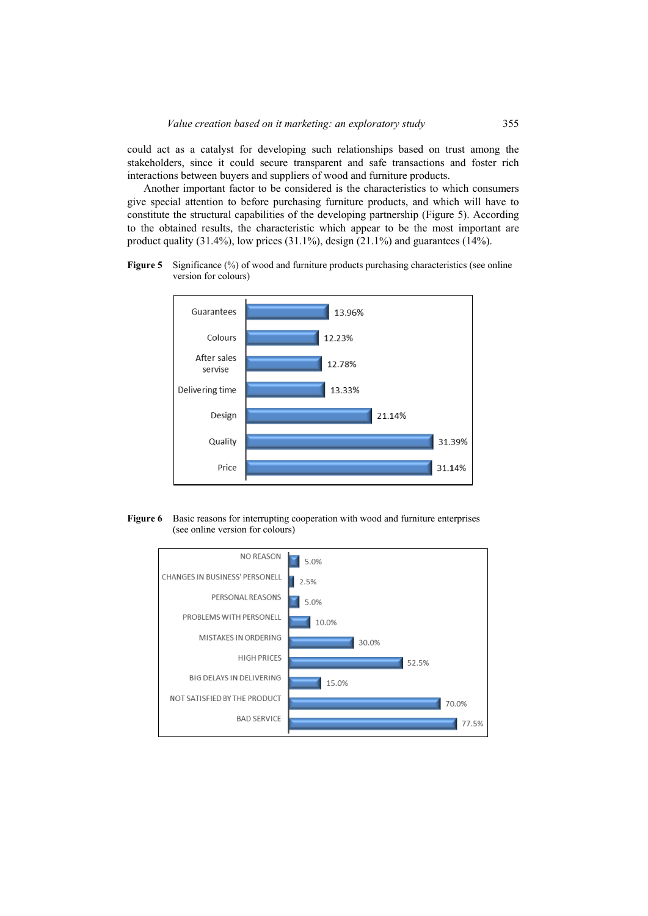could act as a catalyst for developing such relationships based on trust among the stakeholders, since it could secure transparent and safe transactions and foster rich interactions between buyers and suppliers of wood and furniture products.

Another important factor to be considered is the characteristics to which consumers give special attention to before purchasing furniture products, and which will have to constitute the structural capabilities of the developing partnership (Figure 5). According to the obtained results, the characteristic which appear to be the most important are product quality (31.4%), low prices (31.1%), design (21.1%) and guarantees (14%).

**Figure 5** Significance (%) of wood and furniture products purchasing characteristics (see online version for colours)

| Characteristic | Significance (%) |
| --- | --- |
| Guarantees | 13.96% |
| Colours | 12.23% |
| After sales servise | 12.78% |
| Delivering time | 13.33% |
| Design | 21.14% |
| Quality | 31.39% |
| Price | 31.14% |

**Figure 6** Basic reasons for interrupting cooperation with wood and furniture enterprises (see online version for colours)

| Reason | % |
| --- | --- |
| NO REASON | 5.0% |
| CHANGES IN BUSINESS' PERSONELL | 2.5% |
| PERSONAL REASONS | 5.0% |
| PROBLEMS WITH PERSONELL | 10.0% |
| MISTAKES IN ORDERING | 30.0% |
| HIGH PRICES | 52.5% |
| BIG DELAYS IN DELIVERING | 15.0% |
| NOT SATISFIED BY THE PRODUCT | 70.0% |
| BAD SERVICE | 77.5% |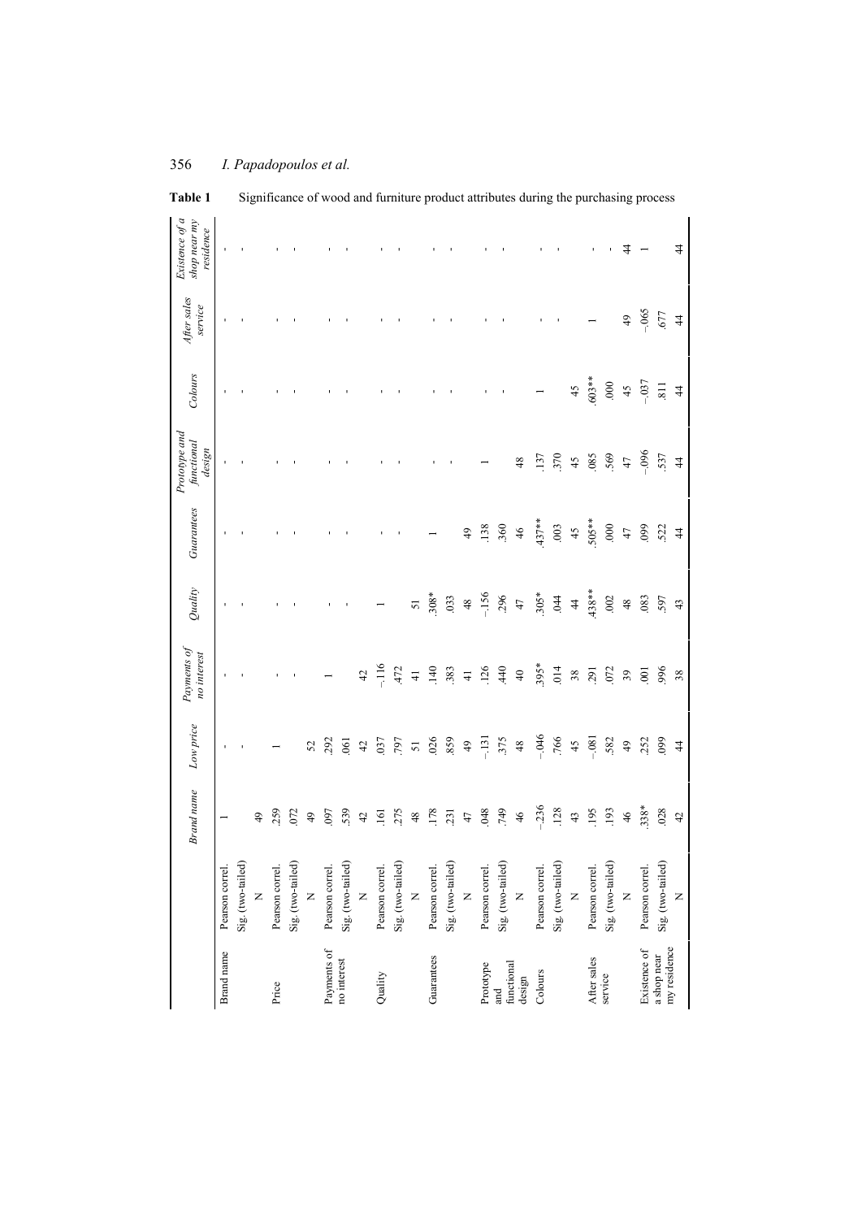**Table 1** Significance of wood and furniture product attributes during the purchasing process

| | | *Brand name* | *Low price* | *Payments of no interest* | *Quality* | *Guarantees* | *Prototype and functional design* | *Colours* | *After sales service* | *Existence of a shop near my residence* |
|---|---|---|---|---|---|---|---|---|---|---|
| Brand name | Pearson correl. | 1 | - | - | - | - | - | - | - | - |
| | Sig. (two-tailed) | | - | - | - | - | - | - | - | - |
| | N | 49 | | | | | | | | |
| Price | Pearson correl. | .259 | 1 | - | - | - | - | - | - | - |
| | Sig. (two-tailed) | .072 | | - | - | - | - | - | - | - |
| | N | 49 | 52 | | | | | | | |
| Payments of no interest | Pearson correl. | .097 | .292 | 1 | - | - | - | - | - | - |
| | Sig. (two-tailed) | .539 | .061 | | - | - | - | - | - | - |
| | N | 42 | 42 | 42 | | | | | | |
| Quality | Pearson correl. | .161 | .037 | –.116 | 1 | - | - | - | - | - |
| | Sig. (two-tailed) | .275 | .797 | .472 | | - | - | - | - | - |
| | N | 48 | 51 | 41 | 51 | | | | | |
| Guarantees | Pearson correl. | .178 | .026 | .140 | .308* | 1 | - | - | - | - |
| | Sig. (two-tailed) | .231 | .859 | .383 | .033 | | - | - | - | - |
| | N | 47 | 49 | 41 | 48 | 49 | | | | |
| Prototype and functional design | Pearson correl. | .048 | –.131 | .126 | –.156 | .138 | 1 | - | - | - |
| | Sig. (two-tailed) | .749 | .375 | .440 | .296 | .360 | | - | - | - |
| | N | 46 | 48 | 40 | 47 | 46 | 48 | | | |
| Colours | Pearson correl. | –.236 | –.046 | .395* | .305* | .437** | .137 | 1 | - | - |
| | Sig. (two-tailed) | .128 | .766 | .014 | .044 | .003 | .370 | | - | - |
| | N | 43 | 45 | 38 | 44 | 45 | 45 | 45 | | |
| After sales service | Pearson correl. | .195 | –.081 | .291 | .438** | .505** | .085 | .603** | 1 | - |
| | Sig. (two-tailed) | .193 | .582 | .072 | .002 | .000 | .569 | .000 | | - |
| | N | 46 | 49 | 39 | 48 | 47 | 47 | 45 | 49 | 44 |
| Existence of a shop near my residence | Pearson correl. | .338* | .252 | .001 | .083 | .099 | –.096 | –.037 | –.065 | 1 |
| | Sig. (two-tailed) | .028 | .099 | .996 | .597 | .522 | .537 | .811 | .677 | |
| | N | 42 | 44 | 38 | 43 | 44 | 44 | 44 | 44 | 44 |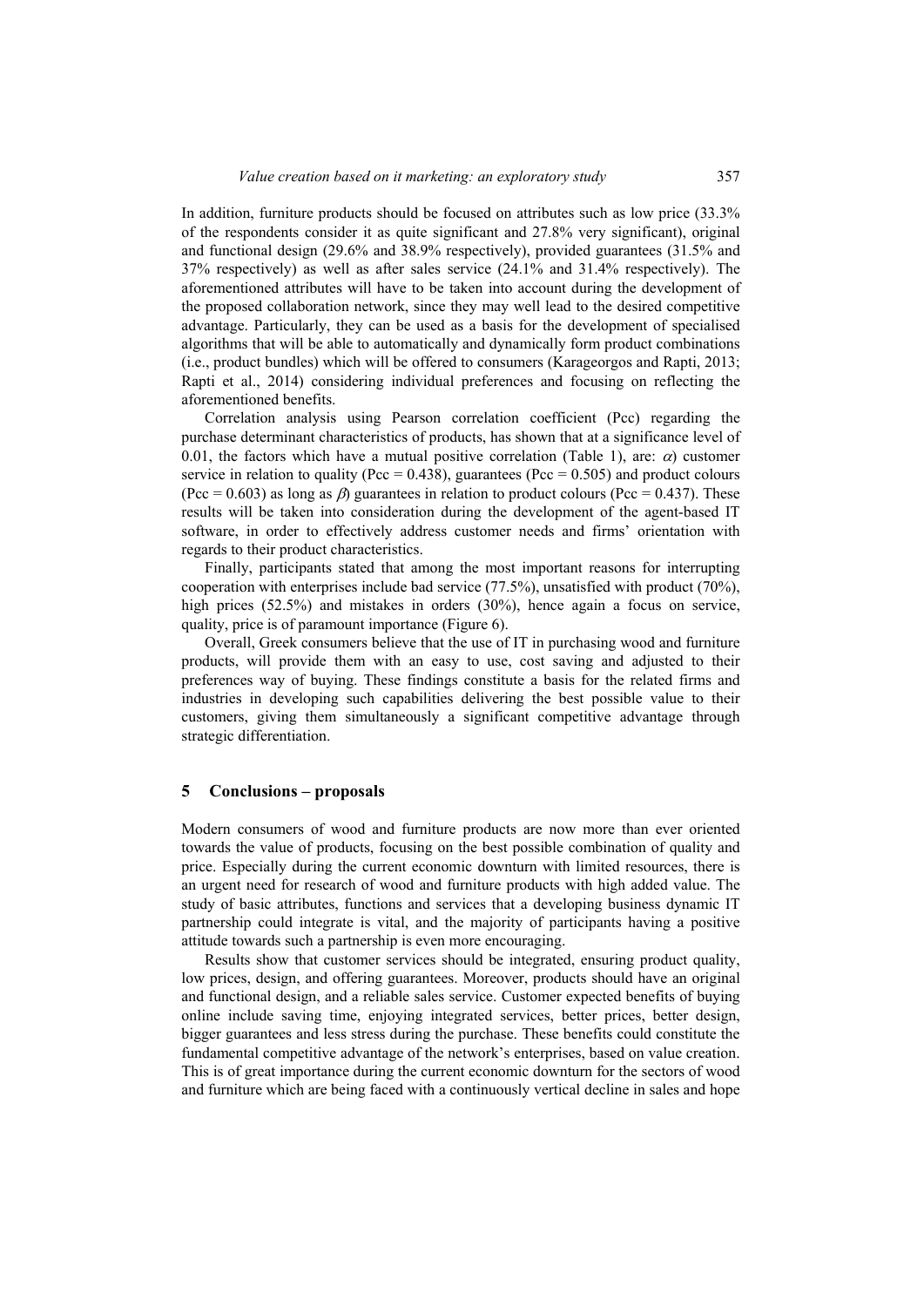In addition, furniture products should be focused on attributes such as low price (33.3% of the respondents consider it as quite significant and 27.8% very significant), original and functional design (29.6% and 38.9% respectively), provided guarantees (31.5% and 37% respectively) as well as after sales service (24.1% and 31.4% respectively). The aforementioned attributes will have to be taken into account during the development of the proposed collaboration network, since they may well lead to the desired competitive advantage. Particularly, they can be used as a basis for the development of specialised algorithms that will be able to automatically and dynamically form product combinations (i.e., product bundles) which will be offered to consumers (Karageorgos and Rapti, 2013; Rapti et al., 2014) considering individual preferences and focusing on reflecting the aforementioned benefits.

Correlation analysis using Pearson correlation coefficient (Pcc) regarding the purchase determinant characteristics of products, has shown that at a significance level of 0.01, the factors which have a mutual positive correlation (Table 1), are: $\alpha$) customer service in relation to quality (Pcc = 0.438), guarantees (Pcc = 0.505) and product colours (Pcc = 0.603) as long as $\beta$) guarantees in relation to product colours (Pcc = 0.437). These results will be taken into consideration during the development of the agent-based IT software, in order to effectively address customer needs and firms' orientation with regards to their product characteristics.

Finally, participants stated that among the most important reasons for interrupting cooperation with enterprises include bad service (77.5%), unsatisfied with product (70%), high prices (52.5%) and mistakes in orders (30%), hence again a focus on service, quality, price is of paramount importance (Figure 6).

Overall, Greek consumers believe that the use of IT in purchasing wood and furniture products, will provide them with an easy to use, cost saving and adjusted to their preferences way of buying. These findings constitute a basis for the related firms and industries in developing such capabilities delivering the best possible value to their customers, giving them simultaneously a significant competitive advantage through strategic differentiation.

## 5 Conclusions – proposals

Modern consumers of wood and furniture products are now more than ever oriented towards the value of products, focusing on the best possible combination of quality and price. Especially during the current economic downturn with limited resources, there is an urgent need for research of wood and furniture products with high added value. The study of basic attributes, functions and services that a developing business dynamic IT partnership could integrate is vital, and the majority of participants having a positive attitude towards such a partnership is even more encouraging.

Results show that customer services should be integrated, ensuring product quality, low prices, design, and offering guarantees. Moreover, products should have an original and functional design, and a reliable sales service. Customer expected benefits of buying online include saving time, enjoying integrated services, better prices, better design, bigger guarantees and less stress during the purchase. These benefits could constitute the fundamental competitive advantage of the network's enterprises, based on value creation. This is of great importance during the current economic downturn for the sectors of wood and furniture which are being faced with a continuously vertical decline in sales and hope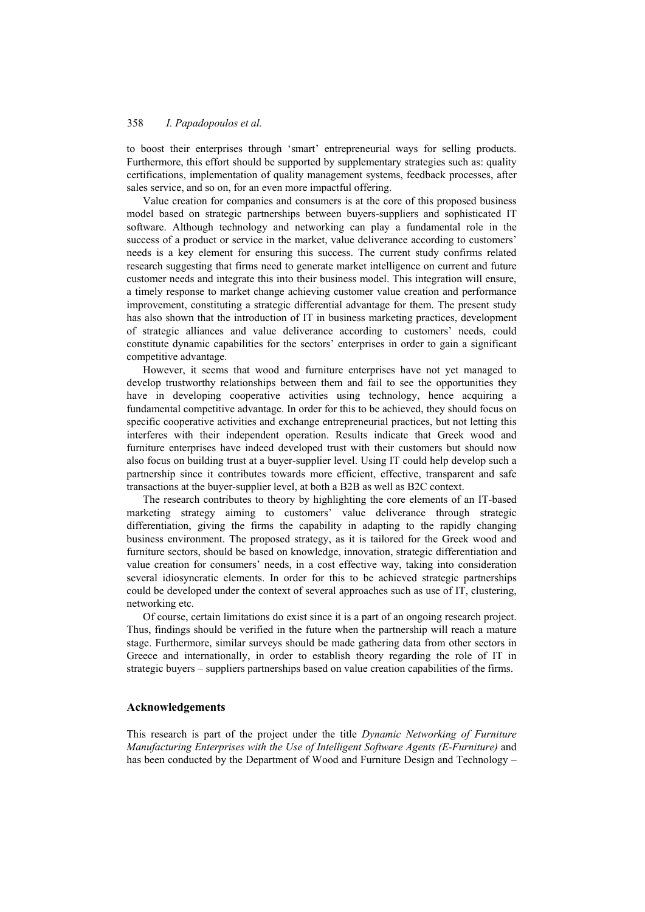to boost their enterprises through 'smart' entrepreneurial ways for selling products. Furthermore, this effort should be supported by supplementary strategies such as: quality certifications, implementation of quality management systems, feedback processes, after sales service, and so on, for an even more impactful offering.

Value creation for companies and consumers is at the core of this proposed business model based on strategic partnerships between buyers-suppliers and sophisticated IT software. Although technology and networking can play a fundamental role in the success of a product or service in the market, value deliverance according to customers' needs is a key element for ensuring this success. The current study confirms related research suggesting that firms need to generate market intelligence on current and future customer needs and integrate this into their business model. This integration will ensure, a timely response to market change achieving customer value creation and performance improvement, constituting a strategic differential advantage for them. The present study has also shown that the introduction of IT in business marketing practices, development of strategic alliances and value deliverance according to customers' needs, could constitute dynamic capabilities for the sectors' enterprises in order to gain a significant competitive advantage.

However, it seems that wood and furniture enterprises have not yet managed to develop trustworthy relationships between them and fail to see the opportunities they have in developing cooperative activities using technology, hence acquiring a fundamental competitive advantage. In order for this to be achieved, they should focus on specific cooperative activities and exchange entrepreneurial practices, but not letting this interferes with their independent operation. Results indicate that Greek wood and furniture enterprises have indeed developed trust with their customers but should now also focus on building trust at a buyer-supplier level. Using IT could help develop such a partnership since it contributes towards more efficient, effective, transparent and safe transactions at the buyer-supplier level, at both a B2B as well as B2C context.

The research contributes to theory by highlighting the core elements of an IT-based marketing strategy aiming to customers' value deliverance through strategic differentiation, giving the firms the capability in adapting to the rapidly changing business environment. The proposed strategy, as it is tailored for the Greek wood and furniture sectors, should be based on knowledge, innovation, strategic differentiation and value creation for consumers' needs, in a cost effective way, taking into consideration several idiosyncratic elements. In order for this to be achieved strategic partnerships could be developed under the context of several approaches such as use of IT, clustering, networking etc.

Of course, certain limitations do exist since it is a part of an ongoing research project. Thus, findings should be verified in the future when the partnership will reach a mature stage. Furthermore, similar surveys should be made gathering data from other sectors in Greece and internationally, in order to establish theory regarding the role of IT in strategic buyers – suppliers partnerships based on value creation capabilities of the firms.

## Acknowledgements

This research is part of the project under the title *Dynamic Networking of Furniture Manufacturing Enterprises with the Use of Intelligent Software Agents (E-Furniture)* and has been conducted by the Department of Wood and Furniture Design and Technology –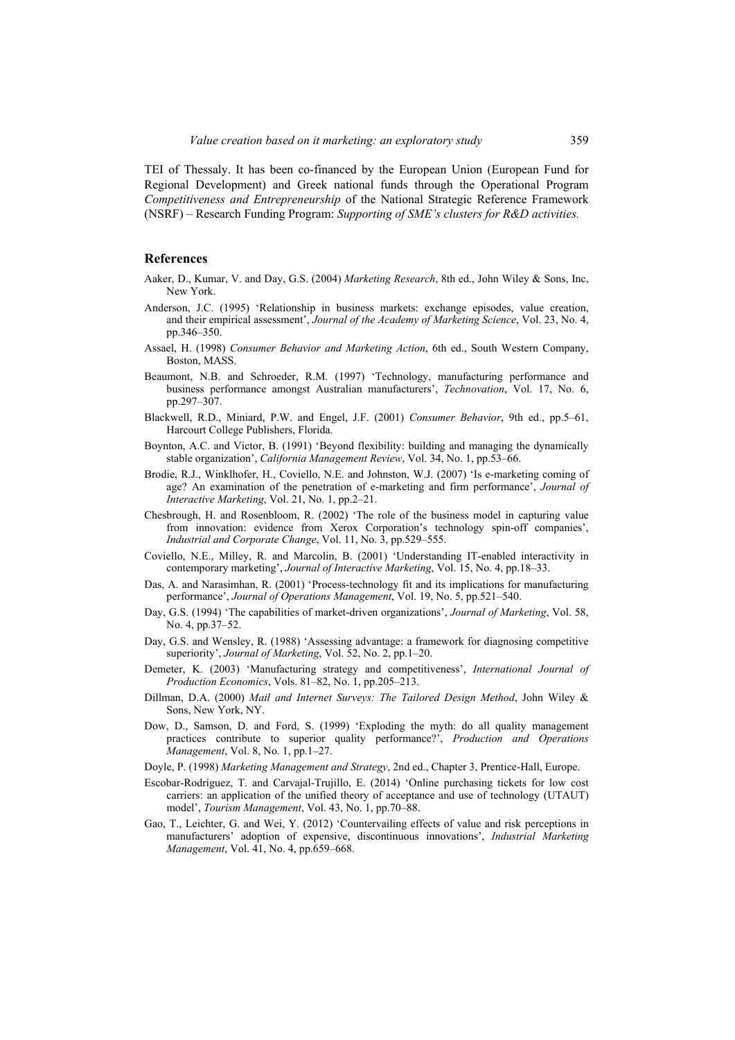TEI of Thessaly. It has been co-financed by the European Union (European Fund for Regional Development) and Greek national funds through the Operational Program *Competitiveness and Entrepreneurship* of the National Strategic Reference Framework (NSRF) – Research Funding Program: *Supporting of SME's clusters for R&D activities.*

## References

Aaker, D., Kumar, V. and Day, G.S. (2004) *Marketing Research*, 8th ed., John Wiley & Sons, Inc, New York.

Anderson, J.C. (1995) 'Relationship in business markets: exchange episodes, value creation, and their empirical assessment', *Journal of the Academy of Marketing Science*, Vol. 23, No. 4, pp.346–350.

Assael, H. (1998) *Consumer Behavior and Marketing Action*, 6th ed., South Western Company, Boston, MASS.

Beaumont, N.B. and Schroeder, R.M. (1997) 'Technology, manufacturing performance and business performance amongst Australian manufacturers', *Technovation*, Vol. 17, No. 6, pp.297–307.

Blackwell, R.D., Miniard, P.W. and Engel, J.F. (2001) *Consumer Behavior*, 9th ed., pp.5–61, Harcourt College Publishers, Florida.

Boynton, A.C. and Victor, B. (1991) 'Beyond flexibility: building and managing the dynamically stable organization', *California Management Review*, Vol. 34, No. 1, pp.53–66.

Brodie, R.J., Winklhofer, H., Coviello, N.E. and Johnston, W.J. (2007) 'Is e-marketing coming of age? An examination of the penetration of e-marketing and firm performance', *Journal of Interactive Marketing*, Vol. 21, No. 1, pp.2–21.

Chesbrough, H. and Rosenbloom, R. (2002) 'The role of the business model in capturing value from innovation: evidence from Xerox Corporation's technology spin-off companies', *Industrial and Corporate Change*, Vol. 11, No. 3, pp.529–555.

Coviello, N.E., Milley, R. and Marcolin, B. (2001) 'Understanding IT-enabled interactivity in contemporary marketing', *Journal of Interactive Marketing*, Vol. 15, No. 4, pp.18–33.

Das, A. and Narasimhan, R. (2001) 'Process-technology fit and its implications for manufacturing performance', *Journal of Operations Management*, Vol. 19, No. 5, pp.521–540.

Day, G.S. (1994) 'The capabilities of market-driven organizations', *Journal of Marketing*, Vol. 58, No. 4, pp.37–52.

Day, G.S. and Wensley, R. (1988) 'Assessing advantage: a framework for diagnosing competitive superiority', *Journal of Marketing*, Vol. 52, No. 2, pp.1–20.

Demeter, K. (2003) 'Manufacturing strategy and competitiveness', *International Journal of Production Economics*, Vols. 81–82, No. 1, pp.205–213.

Dillman, D.A. (2000) *Mail and Internet Surveys: The Tailored Design Method*, John Wiley & Sons, New York, NY.

Dow, D., Samson, D. and Ford, S. (1999) 'Exploding the myth: do all quality management practices contribute to superior quality performance?', *Production and Operations Management*, Vol. 8, No. 1, pp.1–27.

Doyle, P. (1998) *Marketing Management and Strategy*, 2nd ed., Chapter 3, Prentice-Hall, Europe.

Escobar-Rodríguez, T. and Carvajal-Trujillo, E. (2014) 'Online purchasing tickets for low cost carriers: an application of the unified theory of acceptance and use of technology (UTAUT) model', *Tourism Management*, Vol. 43, No. 1, pp.70–88.

Gao, T., Leichter, G. and Wei, Y. (2012) 'Countervailing effects of value and risk perceptions in manufacturers' adoption of expensive, discontinuous innovations', *Industrial Marketing Management*, Vol. 41, No. 4, pp.659–668.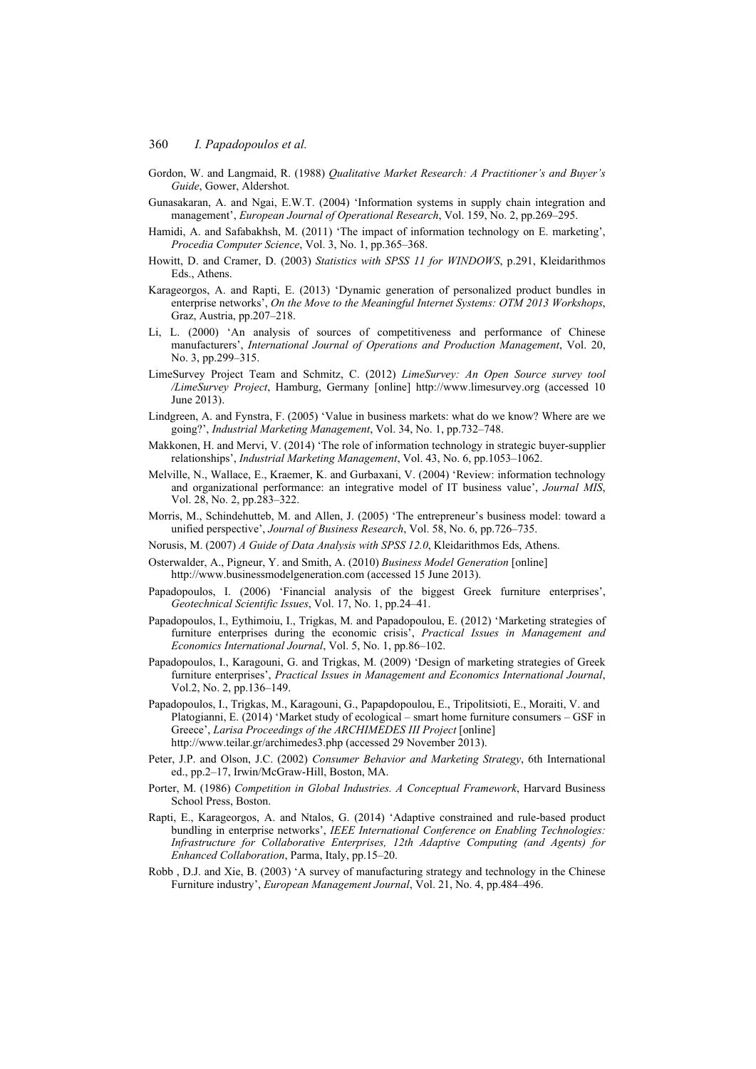Gordon, W. and Langmaid, R. (1988) *Qualitative Market Research: A Practitioner's and Buyer's Guide*, Gower, Aldershot.

Gunasakaran, A. and Ngai, E.W.T. (2004) 'Information systems in supply chain integration and management', *European Journal of Operational Research*, Vol. 159, No. 2, pp.269–295.

Hamidi, A. and Safabakhsh, M. (2011) 'The impact of information technology on E. marketing', *Procedia Computer Science*, Vol. 3, No. 1, pp.365–368.

Howitt, D. and Cramer, D. (2003) *Statistics with SPSS 11 for WINDOWS*, p.291, Kleidarithmos Eds., Athens.

Karageorgos, A. and Rapti, E. (2013) 'Dynamic generation of personalized product bundles in enterprise networks', *On the Move to the Meaningful Internet Systems: OTM 2013 Workshops*, Graz, Austria, pp.207–218.

Li, L. (2000) 'An analysis of sources of competitiveness and performance of Chinese manufacturers', *International Journal of Operations and Production Management*, Vol. 20, No. 3, pp.299–315.

LimeSurvey Project Team and Schmitz, C. (2012) *LimeSurvey: An Open Source survey tool /LimeSurvey Project*, Hamburg, Germany [online] http://www.limesurvey.org (accessed 10 June 2013).

Lindgreen, A. and Fynstra, F. (2005) 'Value in business markets: what do we know? Where are we going?', *Industrial Marketing Management*, Vol. 34, No. 1, pp.732–748.

Makkonen, H. and Mervi, V. (2014) 'The role of information technology in strategic buyer-supplier relationships', *Industrial Marketing Management*, Vol. 43, No. 6, pp.1053–1062.

Melville, N., Wallace, E., Kraemer, K. and Gurbaxani, V. (2004) 'Review: information technology and organizational performance: an integrative model of IT business value', *Journal MIS*, Vol. 28, No. 2, pp.283–322.

Morris, M., Schindehutteb, M. and Allen, J. (2005) 'The entrepreneur's business model: toward a unified perspective', *Journal of Business Research*, Vol. 58, No. 6, pp.726–735.

Norusis, M. (2007) *A Guide of Data Analysis with SPSS 12.0*, Kleidarithmos Eds, Athens.

Osterwalder, A., Pigneur, Y. and Smith, A. (2010) *Business Model Generation* [online] http://www.businessmodelgeneration.com (accessed 15 June 2013).

Papadopoulos, I. (2006) 'Financial analysis of the biggest Greek furniture enterprises', *Geotechnical Scientific Issues*, Vol. 17, No. 1, pp.24–41.

Papadopoulos, I., Eythimoiu, I., Trigkas, M. and Papadopoulou, E. (2012) 'Marketing strategies of furniture enterprises during the economic crisis', *Practical Issues in Management and Economics International Journal*, Vol. 5, No. 1, pp.86–102.

Papadopoulos, I., Karagouni, G. and Trigkas, M. (2009) 'Design of marketing strategies of Greek furniture enterprises', *Practical Issues in Management and Economics International Journal*, Vol.2, No. 2, pp.136–149.

Papadopoulos, I., Trigkas, M., Karagouni, G., Papapdopoulou, E., Tripolitsioti, E., Moraiti, V. and Platogianni, E. (2014) 'Market study of ecological – smart home furniture consumers – GSF in Greece', *Larisa Proceedings of the ARCHIMEDES III Project* [online] http://www.teilar.gr/archimedes3.php (accessed 29 November 2013).

Peter, J.P. and Olson, J.C. (2002) *Consumer Behavior and Marketing Strategy*, 6th International ed., pp.2–17, Irwin/McGraw-Hill, Boston, MA.

Porter, M. (1986) *Competition in Global Industries. A Conceptual Framework*, Harvard Business School Press, Boston.

Rapti, E., Karageorgos, A. and Ntalos, G. (2014) 'Adaptive constrained and rule-based product bundling in enterprise networks', *IEEE International Conference on Enabling Technologies: Infrastructure for Collaborative Enterprises, 12th Adaptive Computing (and Agents) for Enhanced Collaboration*, Parma, Italy, pp.15–20.

Robb , D.J. and Xie, B. (2003) 'A survey of manufacturing strategy and technology in the Chinese Furniture industry', *European Management Journal*, Vol. 21, No. 4, pp.484–496.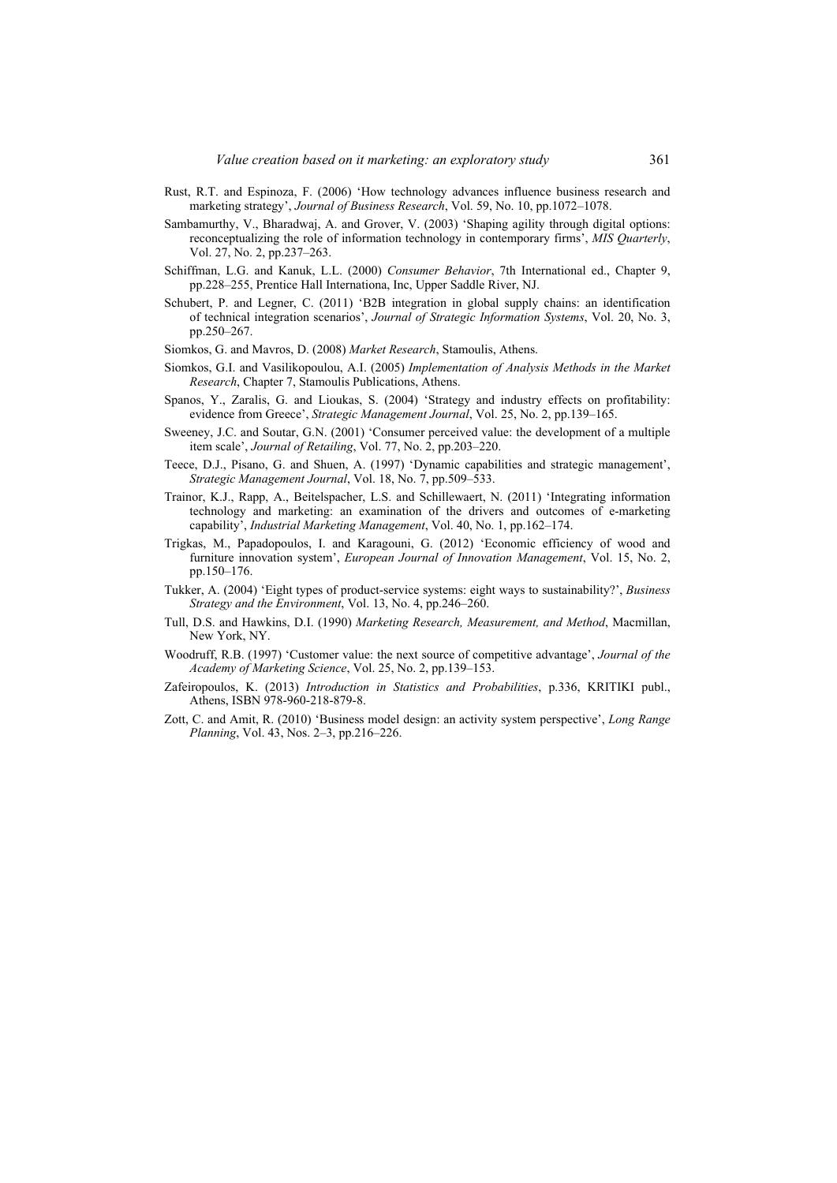Rust, R.T. and Espinoza, F. (2006) 'How technology advances influence business research and marketing strategy', *Journal of Business Research*, Vol. 59, No. 10, pp.1072–1078.

Sambamurthy, V., Bharadwaj, A. and Grover, V. (2003) 'Shaping agility through digital options: reconceptualizing the role of information technology in contemporary firms', *MIS Quarterly*, Vol. 27, No. 2, pp.237–263.

Schiffman, L.G. and Kanuk, L.L. (2000) *Consumer Behavior*, 7th International ed., Chapter 9, pp.228–255, Prentice Hall Internationa, Inc, Upper Saddle River, NJ.

Schubert, P. and Legner, C. (2011) 'B2B integration in global supply chains: an identification of technical integration scenarios', *Journal of Strategic Information Systems*, Vol. 20, No. 3, pp.250–267.

Siomkos, G. and Mavros, D. (2008) *Market Research*, Stamoulis, Athens.

Siomkos, G.I. and Vasilikopoulou, A.I. (2005) *Implementation of Analysis Methods in the Market Research*, Chapter 7, Stamoulis Publications, Athens.

Spanos, Y., Zaralis, G. and Lioukas, S. (2004) 'Strategy and industry effects on profitability: evidence from Greece', *Strategic Management Journal*, Vol. 25, No. 2, pp.139–165.

Sweeney, J.C. and Soutar, G.N. (2001) 'Consumer perceived value: the development of a multiple item scale', *Journal of Retailing*, Vol. 77, No. 2, pp.203–220.

Teece, D.J., Pisano, G. and Shuen, A. (1997) 'Dynamic capabilities and strategic management', *Strategic Management Journal*, Vol. 18, No. 7, pp.509–533.

Trainor, K.J., Rapp, A., Beitelspacher, L.S. and Schillewaert, N. (2011) 'Integrating information technology and marketing: an examination of the drivers and outcomes of e-marketing capability', *Industrial Marketing Management*, Vol. 40, No. 1, pp.162–174.

Trigkas, M., Papadopoulos, I. and Karagouni, G. (2012) 'Economic efficiency of wood and furniture innovation system', *European Journal of Innovation Management*, Vol. 15, No. 2, pp.150–176.

Tukker, A. (2004) 'Eight types of product-service systems: eight ways to sustainability?', *Business Strategy and the Environment*, Vol. 13, No. 4, pp.246–260.

Tull, D.S. and Hawkins, D.I. (1990) *Marketing Research, Measurement, and Method*, Macmillan, New York, NY.

Woodruff, R.B. (1997) 'Customer value: the next source of competitive advantage', *Journal of the Academy of Marketing Science*, Vol. 25, No. 2, pp.139–153.

Zafeiropoulos, K. (2013) *Introduction in Statistics and Probabilities*, p.336, KRITIKI publ., Athens, ISBN 978-960-218-879-8.

Zott, C. and Amit, R. (2010) 'Business model design: an activity system perspective', *Long Range Planning*, Vol. 43, Nos. 2–3, pp.216–226.